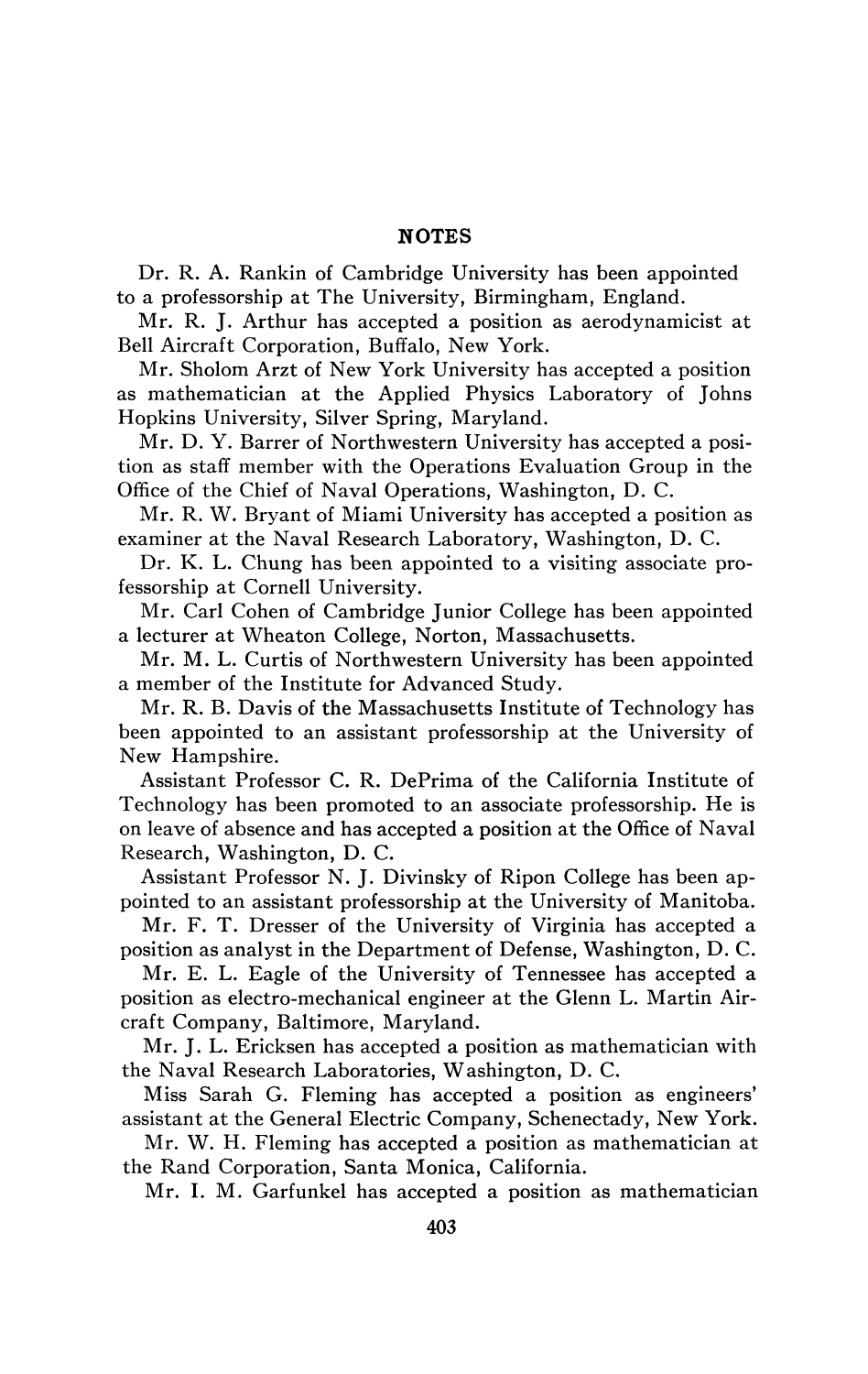## NOTES

Dr. R. A. Rankin of Cambridge University has been appointed to a professorship at The University, Birmingham, England.

Mr. R. J. Arthur has accepted a position as aerodynamicist at Bell Aircraft Corporation, Buffalo, New York.

Mr. Sholom Arzt of New York University has accepted a position as mathematician at the Applied Physics Laboratory of Johns Hopkins University, Silver Spring, Maryland.

Mr. D. Y. Barrer of Northwestern University has accepted a position as staff member with the Operations Evaluation Group in the Office of the Chief of Naval Operations, Washington, D. C.

Mr. R. W. Bryant of Miami University has accepted a position as examiner at the Naval Research Laboratory, Washington, D. C.

Dr. K. L. Chung has been appointed to a visiting associate professorship at Cornell University.

Mr. Carl Cohen of Cambridge Junior College has been appointed a lecturer at Wheaton College, Norton, Massachusetts.

Mr. M. L. Curtis of Northwestern University has been appointed a member of the Institute for Advanced Study.

Mr. R. B. Davis of the Massachusetts Institute of Technology has been appointed to an assistant professorship at the University of New Hampshire.

Assistant Professor C. R. DePrima of the California Institute of Technology has been promoted to an associate professorship. He is on leave of absence and has accepted a position at the Office of Naval Research, Washington, D. C.

Assistant Professor N. J. Divinsky of Ripon College has been appointed to an assistant professorship at the University of Manitoba.

Mr. F. T. Dresser of the University of Virginia has accepted a position as analyst in the Department of Defense, Washington, D. C.

Mr. E. L. Eagle of the University of Tennessee has accepted a position as electro-mechanical engineer at the Glenn L. Martin Aircraft Company, Baltimore, Maryland.

Mr. J. L. Ericksen has accepted a position as mathematician with the Naval Research Laboratories, Washington, D. C.

Miss Sarah G. Fleming has accepted a position as engineers' assistant at the General Electric Company, Schenectady, New York.

Mr. W. H. Fleming has accepted a position as mathematician at the Rand Corporation, Santa Monica, California.

Mr. I. M. Garfunkel has accepted a position as mathematician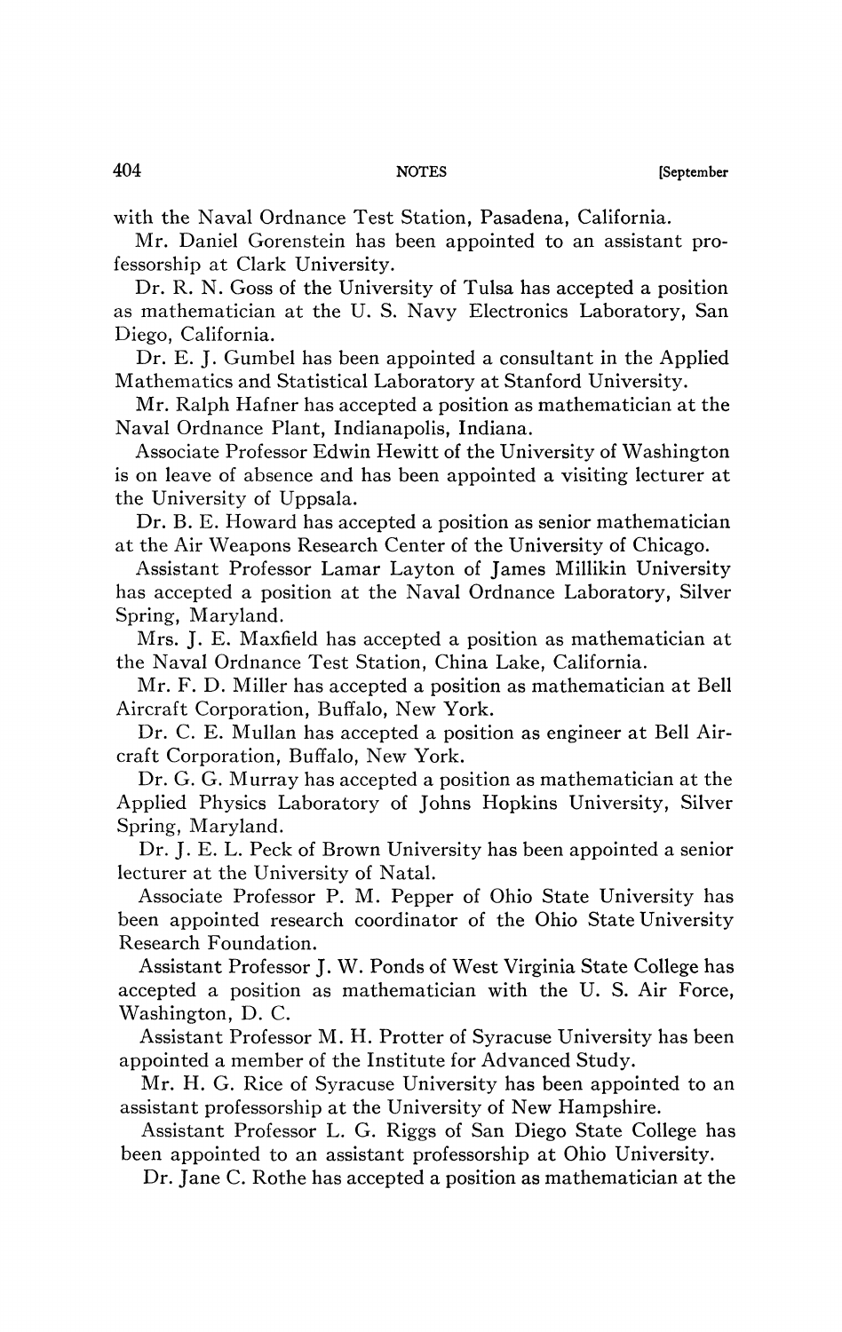with the Naval Ordnance Test Station, Pasadena, California.

Mr. Daniel Gorenstein has been appointed to an assistant professorship at Clark University.

Dr. R. N. Goss of the University of Tulsa has accepted a position as mathematician at the U. S. Navy Electronics Laboratory, San Diego, California.

Dr. E. J. Gumbel has been appointed a consultant in the Applied Mathematics and Statistical Laboratory at Stanford University.

Mr. Ralph Hafner has accepted a position as mathematician at the Naval Ordnance Plant, Indianapolis, Indiana.

Associate Professor Edwin Hewitt of the University of Washington is on leave of absence and has been appointed a visiting lecturer at the University of Uppsala.

Dr. B. E. Howard has accepted a position as senior mathematician at the Air Weapons Research Center of the University of Chicago.

Assistant Professor Lamar Layton of James Millikin University has accepted a position at the Naval Ordnance Laboratory, Silver Spring, Maryland.

Mrs. J. E. Maxfield has accepted a position as mathematician at the Naval Ordnance Test Station, China Lake, California.

Mr. F. D. Miller has accepted a position as mathematician at Bell Aircraft Corporation, Buffalo, New York.

Dr. C. E. Mullan has accepted a position as engineer at Bell Aircraft Corporation, Buffalo, New York.

Dr. G. G. Murray has accepted a position as mathematician at the Applied Physics Laboratory of Johns Hopkins University, Silver Spring, Maryland.

Dr. J. E. L. Peck of Brown University has been appointed a senior lecturer at the University of Natal.

Associate Professor P. M. Pepper of Ohio State University has been appointed research coordinator of the Ohio State University Research Foundation.

Assistant Professor J. W. Ponds of West Virginia State College has accepted a position as mathematician with the U. S. Air Force, Washington, D. C.

Assistant Professor M. H. Protter of Syracuse University has been appointed a member of the Institute for Advanced Study.

Mr. H. G. Rice of Syracuse University has been appointed to an assistant professorship at the University of New Hampshire.

Assistant Professor L. G. Riggs of San Diego State College has been appointed to an assistant professorship at Ohio University.

Dr. Jane C. Rothe has accepted a position as mathematician at the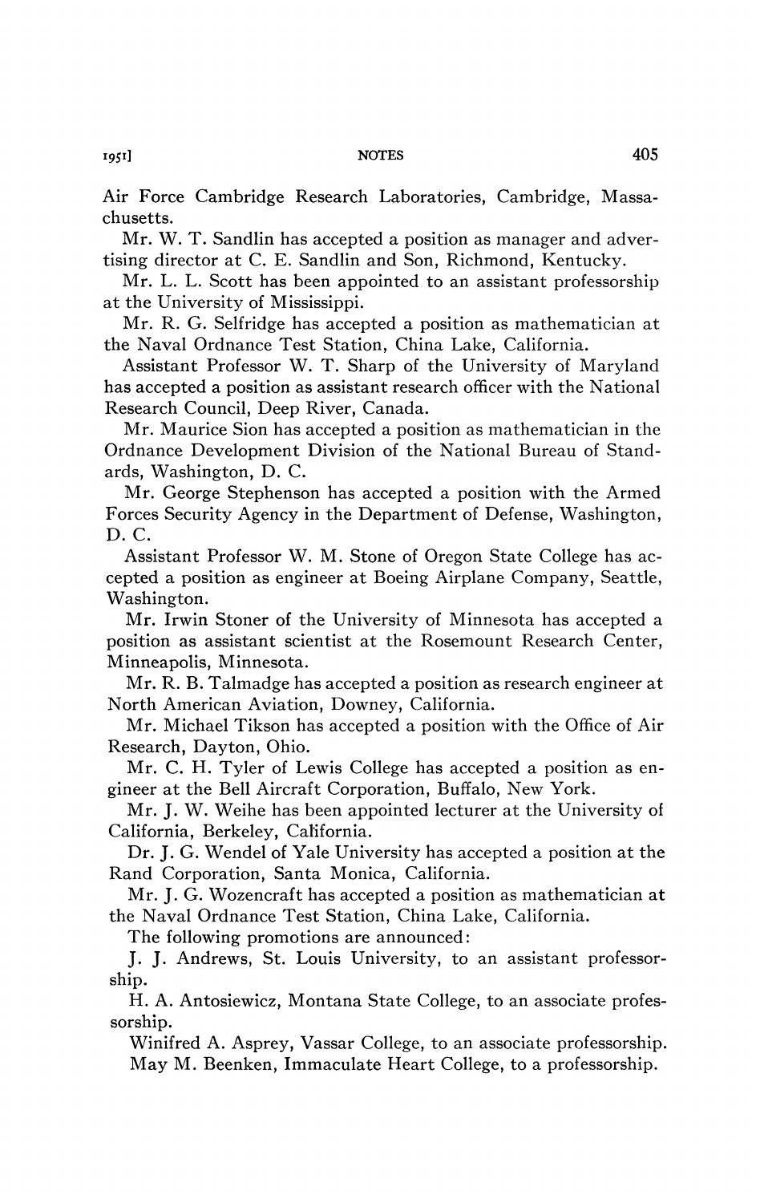Air Force Cambridge Research Laboratories, Cambridge, Massachusetts.

Mr. W. T. Sandlin has accepted a position as manager and advertising director at C. E. Sandlin and Son, Richmond, Kentucky.

Mr. L. L. Scott has been appointed to an assistant professorship at the University of Mississippi.

Mr. R. G. Selfridge has accepted a position as mathematician at the Naval Ordnance Test Station, China Lake, California.

Assistant Professor W. T. Sharp of the University of Maryland has accepted a position as assistant research officer with the National Research Council, Deep River, Canada.

Mr. Maurice Sion has accepted a position as mathematician in the Ordnance Development Division of the National Bureau of Standards, Washington, D. C.

Mr. George Stephenson has accepted a position with the Armed Forces Security Agency in the Department of Defense, Washington, D. C.

Assistant Professor W. M. Stone of Oregon State College has accepted a position as engineer at Boeing Airplane Company, Seattle, Washington.

Mr. Irwin Stoner of the University of Minnesota has accepted a position as assistant scientist at the Rosemount Research Center, Minneapolis, Minnesota.

Mr. R. B. Talmadge has accepted a position as research engineer at North American Aviation, Downey, California.

Mr. Michael Tikson has accepted a position with the Office of Air Research, Dayton, Ohio.

Mr. C. H. Tyler of Lewis College has accepted a position as engineer at the Bell Aircraft Corporation, Buffalo, New York.

Mr. J. W. Weihe has been appointed lecturer at the University of California, Berkeley, California.

Dr. J. G. Wendel of Yale University has accepted a position at the Rand Corporation, Santa Monica, California.

Mr. J. G. Wozencraft has accepted a position as mathematician at the Naval Ordnance Test Station, China Lake, California.

The following promotions are announced:

J. J. Andrews, St. Louis University, to an assistant professorship.

H. A. Antosiewicz, Montana State College, to an associate professorship.

Winifred A. Asprey, Vassar College, to an associate professorship.

May M. Beenken, Immaculate Heart College, to a professorship.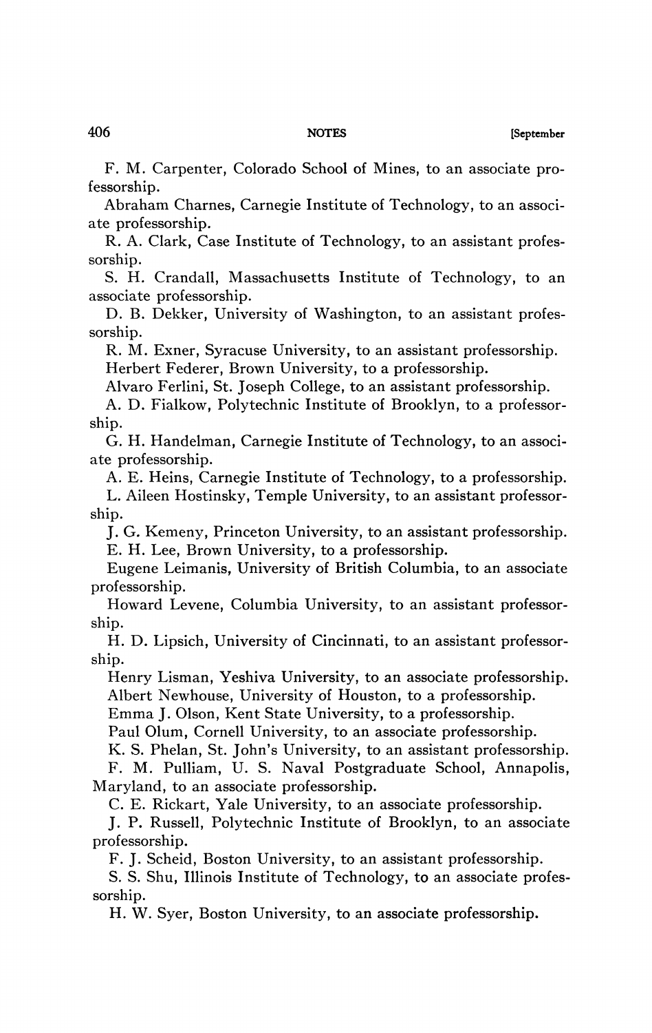F. M. Carpenter, Colorado School of Mines, to an associate professorship.

Abraham Charnes, Carnegie Institute of Technology, to an associate professorship.

R. A. Clark, Case Institute of Technology, to an assistant professorship.

S. H. Crandall, Massachusetts Institute of Technology, to an associate professorship.

D. B. Dekker, University of Washington, to an assistant professorship.

R. M. Exner, Syracuse University, to an assistant professorship.

Herbert Federer, Brown University, to a professorship.

Alvaro Ferlini, St. Joseph College, to an assistant professorship.

A. D. Fialkow, Polytechnic Institute of Brooklyn, to a professorship.

G. H. Handelman, Carnegie Institute of Technology, to an associate professorship.

A. E. Heins, Carnegie Institute of Technology, to a professorship.

L. Aileen Hostinsky, Temple University, to an assistant professorship.

J. G. Kemeny, Princeton University, to an assistant professorship.

E. H. Lee, Brown University, to a professorship.

Eugene Leimanis, University of British Columbia, to an associate professorship.

Howard Levene, Columbia University, to an assistant professorship.

H. D. Lipsich, University of Cincinnati, to an assistant professorship.

Henry Lisman, Yeshiva University, to an associate professorship.

Albert Newhouse, University of Houston, to a professorship.

Emma J. Olson, Kent State University, to a professorship.

Paul Olum, Cornell University, to an associate professorship.

K. S. Phelan, St. John's University, to an assistant professorship.

F. M. Pulliam, U. S. Naval Postgraduate School, Annapolis, Maryland, to an associate professorship.

C. E. Rickart, Yale University, to an associate professorship.

J. P. Russell, Polytechnic Institute of Brooklyn, to an associate professorship.

F. J. Scheid, Boston University, to an assistant professorship.

S. S. Shu, Illinois Institute of Technology, to an associate professorship.

H. W. Syer, Boston University, to an associate professorship.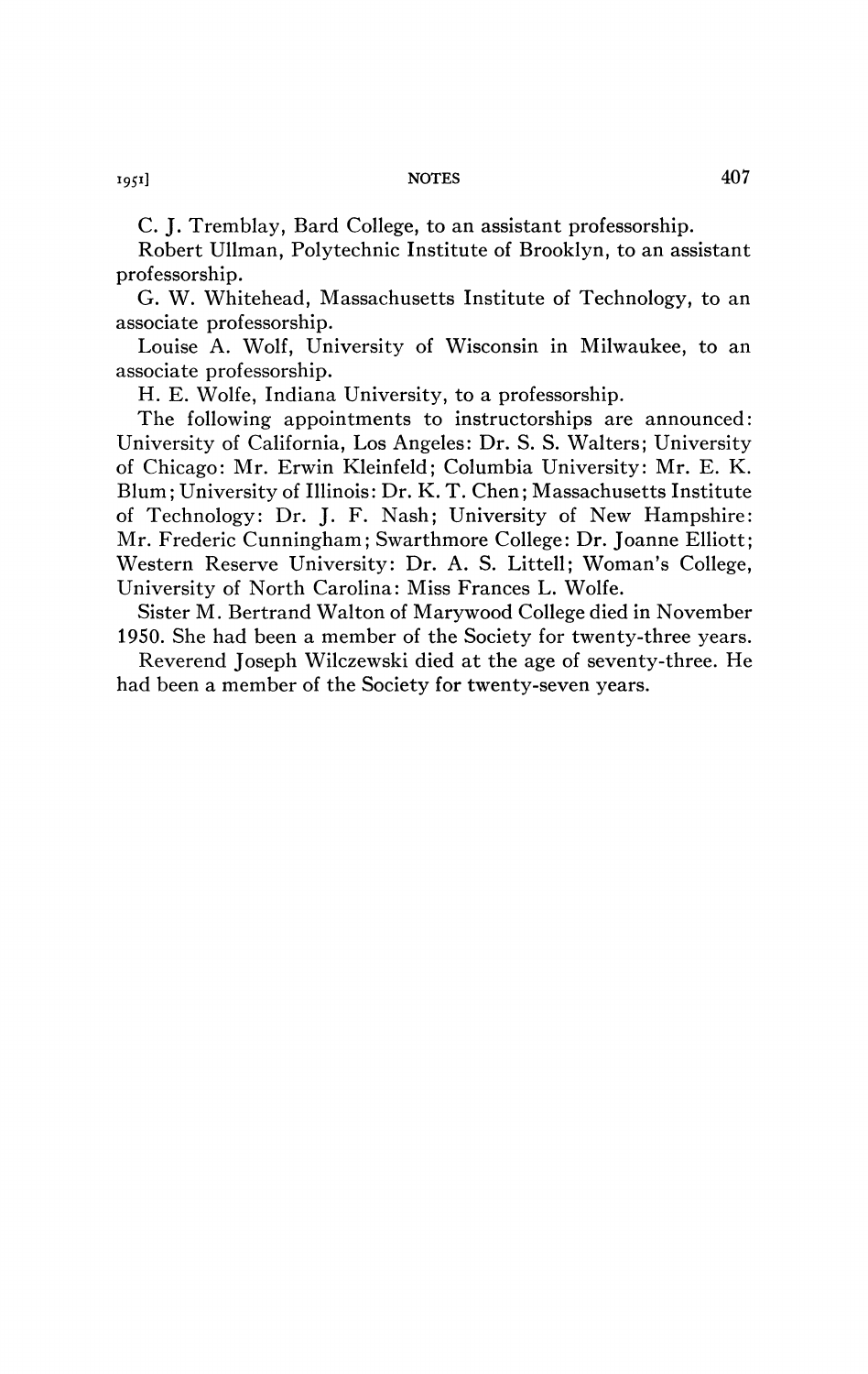C. J. Tremblay, Bard College, to an assistant professorship.

Robert Ullman, Polytechnic Institute of Brooklyn, to an assistant professorship.

G. W. Whitehead, Massachusetts Institute of Technology, to an associate professorship.

Louise A. Wolf, University of Wisconsin in Milwaukee, to an associate professorship.

H. E. Wolfe, Indiana University, to a professorship.

The following appointments to instructorships are announced: University of California, Los Angeles: Dr. S. S. Walters; University of Chicago: Mr. Erwin Kleinfeld; Columbia University: Mr. E. K. Blum; University of Illinois: Dr. K. T. Chen; Massachusetts Institute of Technology: Dr. J. F. Nash; University of New Hampshire: Mr. Frederic Cunningham; Swarthmore College: Dr. Joanne Elliott; Western Reserve University: Dr. A. S. Littell; Woman's College, University of North Carolina: Miss Frances L. Wolfe.

Sister M. Bertrand Walton of Marywood College died in November 1950. She had been a member of the Society for twenty-three years.

Reverend Joseph Wilczewski died at the age of seventy-three. He had been a member of the Society for twenty-seven years.